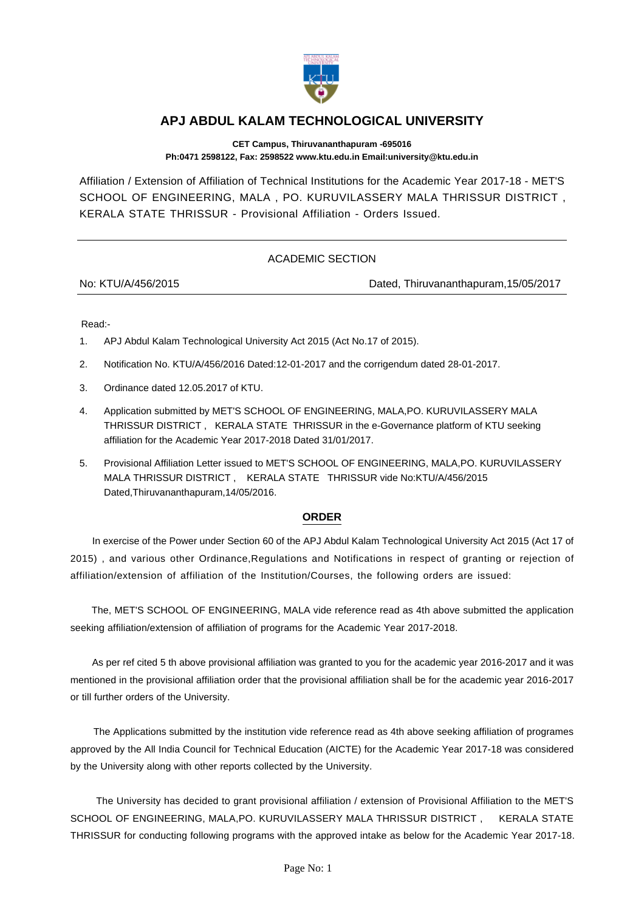# APJ ABDUL KALAM TECHNOLOGICAL UNIVERSITY

**CET Campus, Thiruvananthapuram -695016**
**Ph:0471 2598122, Fax: 2598522 www.ktu.edu.in Email:university@ktu.edu.in**

Affiliation / Extension of Affiliation of Technical Institutions for the Academic Year 2017-18 - MET'S SCHOOL OF ENGINEERING, MALA , PO. KURUVILASSERY MALA THRISSUR DISTRICT , KERALA STATE THRISSUR - Provisional Affiliation - Orders Issued.

---

ACADEMIC SECTION

No: KTU/A/456/2015 — Dated, Thiruvananthapuram,15/05/2017

---

Read:-

1. APJ Abdul Kalam Technological University Act 2015 (Act No.17 of 2015).
2. Notification No. KTU/A/456/2016 Dated:12-01-2017 and the corrigendum dated 28-01-2017.
3. Ordinance dated 12.05.2017 of KTU.
4. Application submitted by MET'S SCHOOL OF ENGINEERING, MALA,PO. KURUVILASSERY MALA THRISSUR DISTRICT , KERALA STATE THRISSUR in the e-Governance platform of KTU seeking affiliation for the Academic Year 2017-2018 Dated 31/01/2017.
5. Provisional Affiliation Letter issued to MET'S SCHOOL OF ENGINEERING, MALA,PO. KURUVILASSERY MALA THRISSUR DISTRICT , KERALA STATE THRISSUR vide No:KTU/A/456/2015 Dated,Thiruvananthapuram,14/05/2016.

## ORDER

In exercise of the Power under Section 60 of the APJ Abdul Kalam Technological University Act 2015 (Act 17 of 2015) , and various other Ordinance,Regulations and Notifications in respect of granting or rejection of affiliation/extension of affiliation of the Institution/Courses, the following orders are issued:

The, MET'S SCHOOL OF ENGINEERING, MALA vide reference read as 4th above submitted the application seeking affiliation/extension of affiliation of programs for the Academic Year 2017-2018.

As per ref cited 5 th above provisional affiliation was granted to you for the academic year 2016-2017 and it was mentioned in the provisional affiliation order that the provisional affiliation shall be for the academic year 2016-2017 or till further orders of the University.

The Applications submitted by the institution vide reference read as 4th above seeking affiliation of programes approved by the All India Council for Technical Education (AICTE) for the Academic Year 2017-18 was considered by the University along with other reports collected by the University.

The University has decided to grant provisional affiliation / extension of Provisional Affiliation to the MET'S SCHOOL OF ENGINEERING, MALA,PO. KURUVILASSERY MALA THRISSUR DISTRICT , KERALA STATE THRISSUR for conducting following programs with the approved intake as below for the Academic Year 2017-18.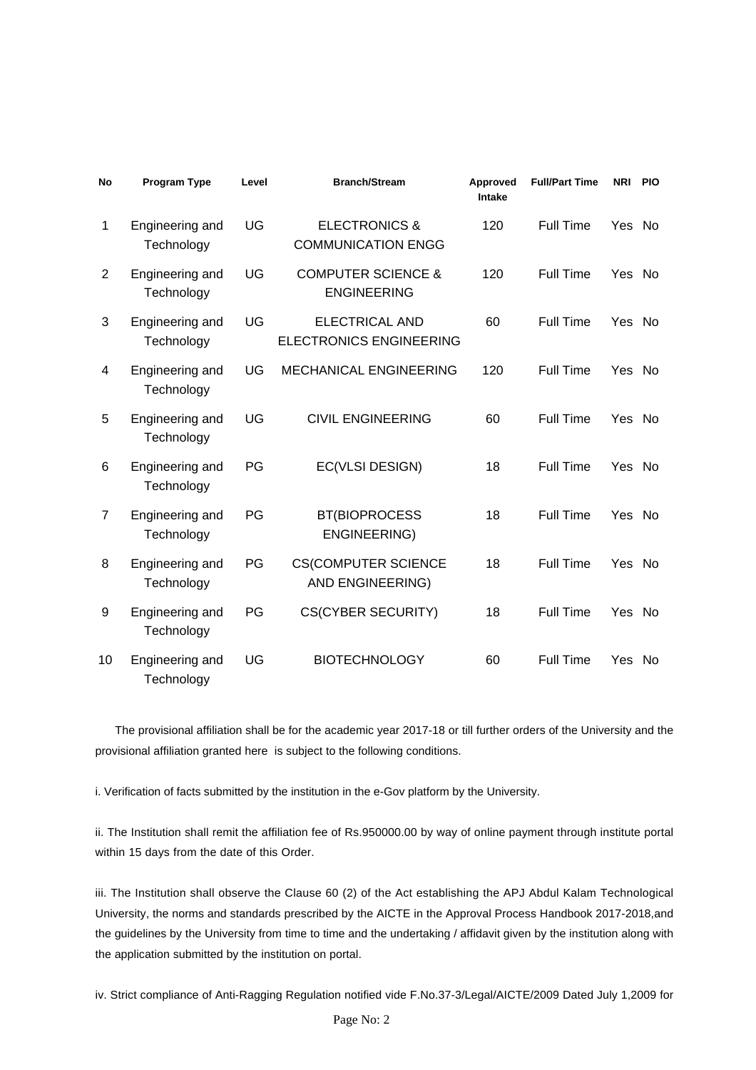| No | Program Type | Level | Branch/Stream | Approved Intake | Full/Part Time | NRI | PIO |
|---|---|---|---|---|---|---|---|
| 1 | Engineering and Technology | UG | ELECTRONICS & COMMUNICATION ENGG | 120 | Full Time | Yes | No |
| 2 | Engineering and Technology | UG | COMPUTER SCIENCE & ENGINEERING | 120 | Full Time | Yes | No |
| 3 | Engineering and Technology | UG | ELECTRICAL AND ELECTRONICS ENGINEERING | 60 | Full Time | Yes | No |
| 4 | Engineering and Technology | UG | MECHANICAL ENGINEERING | 120 | Full Time | Yes | No |
| 5 | Engineering and Technology | UG | CIVIL ENGINEERING | 60 | Full Time | Yes | No |
| 6 | Engineering and Technology | PG | EC(VLSI DESIGN) | 18 | Full Time | Yes | No |
| 7 | Engineering and Technology | PG | BT(BIOPROCESS ENGINEERING) | 18 | Full Time | Yes | No |
| 8 | Engineering and Technology | PG | CS(COMPUTER SCIENCE AND ENGINEERING) | 18 | Full Time | Yes | No |
| 9 | Engineering and Technology | PG | CS(CYBER SECURITY) | 18 | Full Time | Yes | No |
| 10 | Engineering and Technology | UG | BIOTECHNOLOGY | 60 | Full Time | Yes | No |

The provisional affiliation shall be for the academic year 2017-18 or till further orders of the University and the provisional affiliation granted here is subject to the following conditions.

i. Verification of facts submitted by the institution in the e-Gov platform by the University.

ii. The Institution shall remit the affiliation fee of Rs.950000.00 by way of online payment through institute portal within 15 days from the date of this Order.

iii. The Institution shall observe the Clause 60 (2) of the Act establishing the APJ Abdul Kalam Technological University, the norms and standards prescribed by the AICTE in the Approval Process Handbook 2017-2018,and the guidelines by the University from time to time and the undertaking / affidavit given by the institution along with the application submitted by the institution on portal.

iv. Strict compliance of Anti-Ragging Regulation notified vide F.No.37-3/Legal/AICTE/2009 Dated July 1,2009 for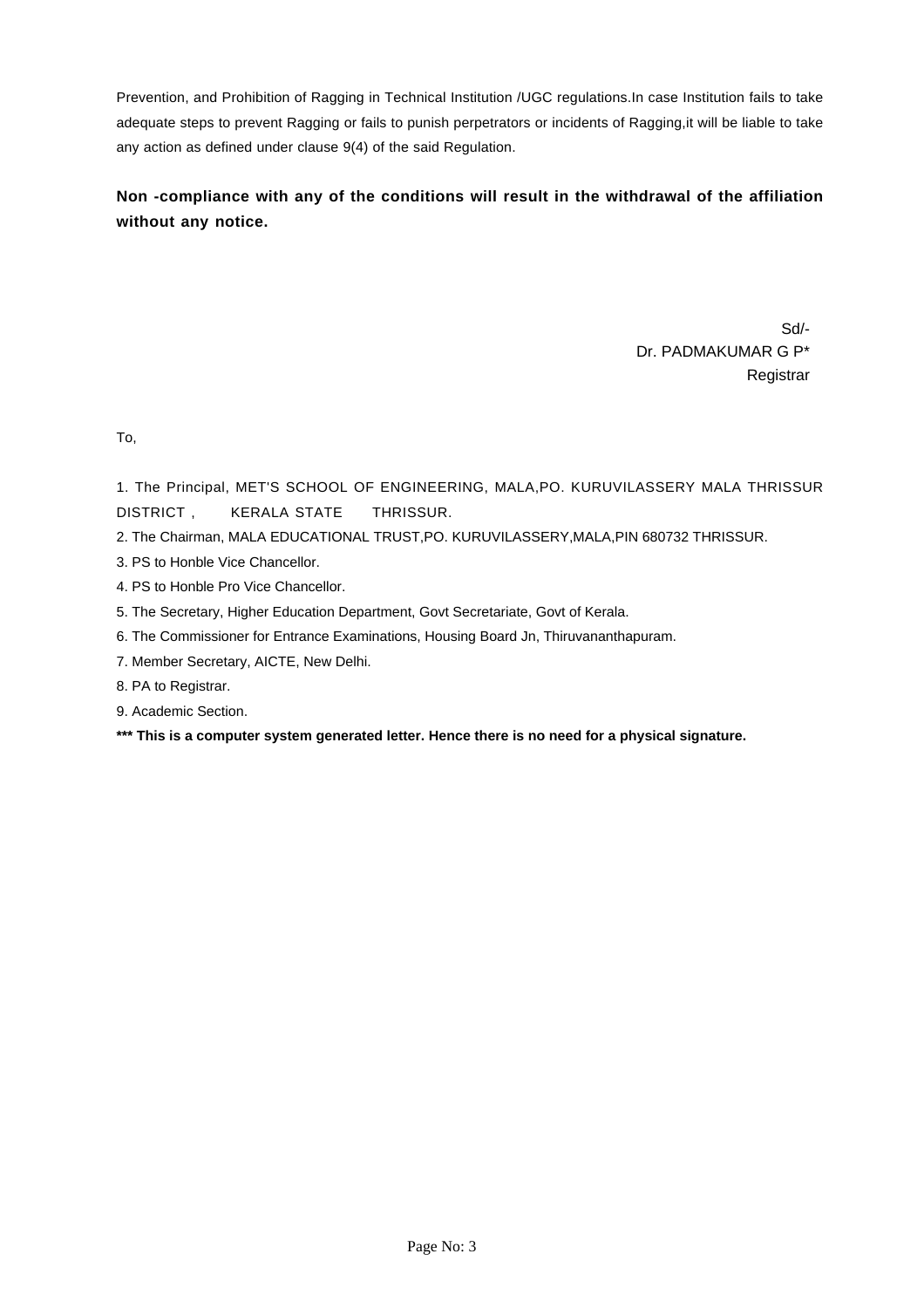Prevention, and Prohibition of Ragging in Technical Institution /UGC regulations.In case Institution fails to take adequate steps to prevent Ragging or fails to punish perpetrators or incidents of Ragging,it will be liable to take any action as defined under clause 9(4) of the said Regulation.

**Non -compliance with any of the conditions will result in the withdrawal of the affiliation without any notice.**

Sd/-
Dr. PADMAKUMAR G P*
Registrar

To,

1. The Principal, MET'S SCHOOL OF ENGINEERING, MALA,PO. KURUVILASSERY MALA THRISSUR DISTRICT , KERALA STATE THRISSUR.
2. The Chairman, MALA EDUCATIONAL TRUST,PO. KURUVILASSERY,MALA,PIN 680732 THRISSUR.
3. PS to Honble Vice Chancellor.
4. PS to Honble Pro Vice Chancellor.
5. The Secretary, Higher Education Department, Govt Secretariate, Govt of Kerala.
6. The Commissioner for Entrance Examinations, Housing Board Jn, Thiruvananthapuram.
7. Member Secretary, AICTE, New Delhi.
8. PA to Registrar.
9. Academic Section.

**\*\*\* This is a computer system generated letter. Hence there is no need for a physical signature.**